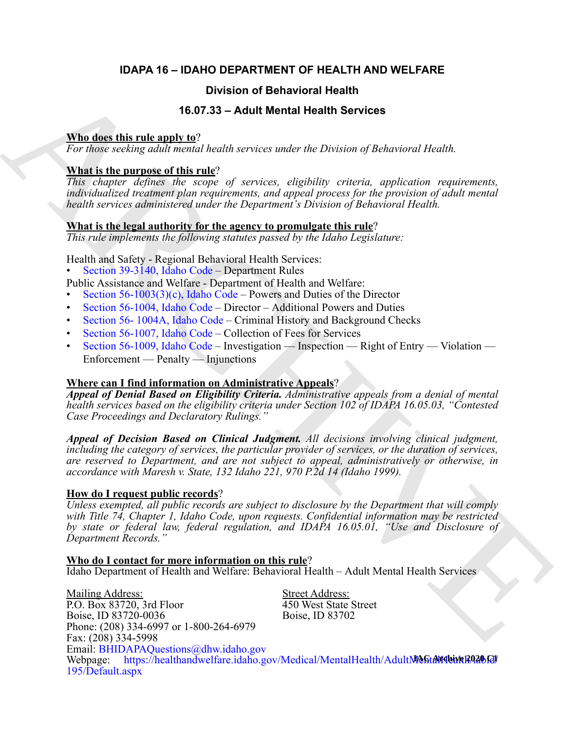# IDAPA 16 – IDAHO DEPARTMENT OF HEALTH AND WELFARE

## Division of Behavioral Health

## 16.07.33 – Adult Mental Health Services

**Who does this rule apply to**?
*For those seeking adult mental health services under the Division of Behavioral Health.*

**What is the purpose of this rule**?
*This chapter defines the scope of services, eligibility criteria, application requirements, individualized treatment plan requirements, and appeal process for the provision of adult mental health services administered under the Department's Division of Behavioral Health.*

**What is the legal authority for the agency to promulgate this rule**?
*This rule implements the following statutes passed by the Idaho Legislature:*

Health and Safety - Regional Behavioral Health Services:
- Section 39-3140, Idaho Code – Department Rules

Public Assistance and Welfare - Department of Health and Welfare:
- Section 56-1003(3)(c), Idaho Code – Powers and Duties of the Director
- Section 56-1004, Idaho Code – Director – Additional Powers and Duties
- Section 56- 1004A, Idaho Code – Criminal History and Background Checks
- Section 56-1007, Idaho Code – Collection of Fees for Services
- Section 56-1009, Idaho Code – Investigation — Inspection — Right of Entry — Violation — Enforcement — Penalty — Injunctions

**Where can I find information on Administrative Appeals**?
***Appeal of Denial Based on Eligibility Criteria.*** *Administrative appeals from a denial of mental health services based on the eligibility criteria under Section 102 of IDAPA 16.05.03, "Contested Case Proceedings and Declaratory Rulings."*

***Appeal of Decision Based on Clinical Judgment.*** *All decisions involving clinical judgment, including the category of services, the particular provider of services, or the duration of services, are reserved to Department, and are not subject to appeal, administratively or otherwise, in accordance with Maresh v. State, 132 Idaho 221, 970 P.2d 14 (Idaho 1999).*

**How do I request public records**?
*Unless exempted, all public records are subject to disclosure by the Department that will comply with Title 74, Chapter 1, Idaho Code, upon requests. Confidential information may be restricted by state or federal law, federal regulation, and IDAPA 16.05.01, "Use and Disclosure of Department Records."*

**Who do I contact for more information on this rule**?
Idaho Department of Health and Welfare: Behavioral Health – Adult Mental Health Services

Mailing Address:
P.O. Box 83720, 3rd Floor
Boise, ID 83720-0036
Phone: (208) 334-6997 or 1-800-264-6979
Fax: (208) 334-5998
Email: BHIDAPAQuestions@dhw.idaho.gov
Webpage: https://healthandwelfare.idaho.gov/Medical/MentalHealth/AdultMentalHealth/tabid/195/Default.aspx

Street Address:
450 West State Street
Boise, ID 83702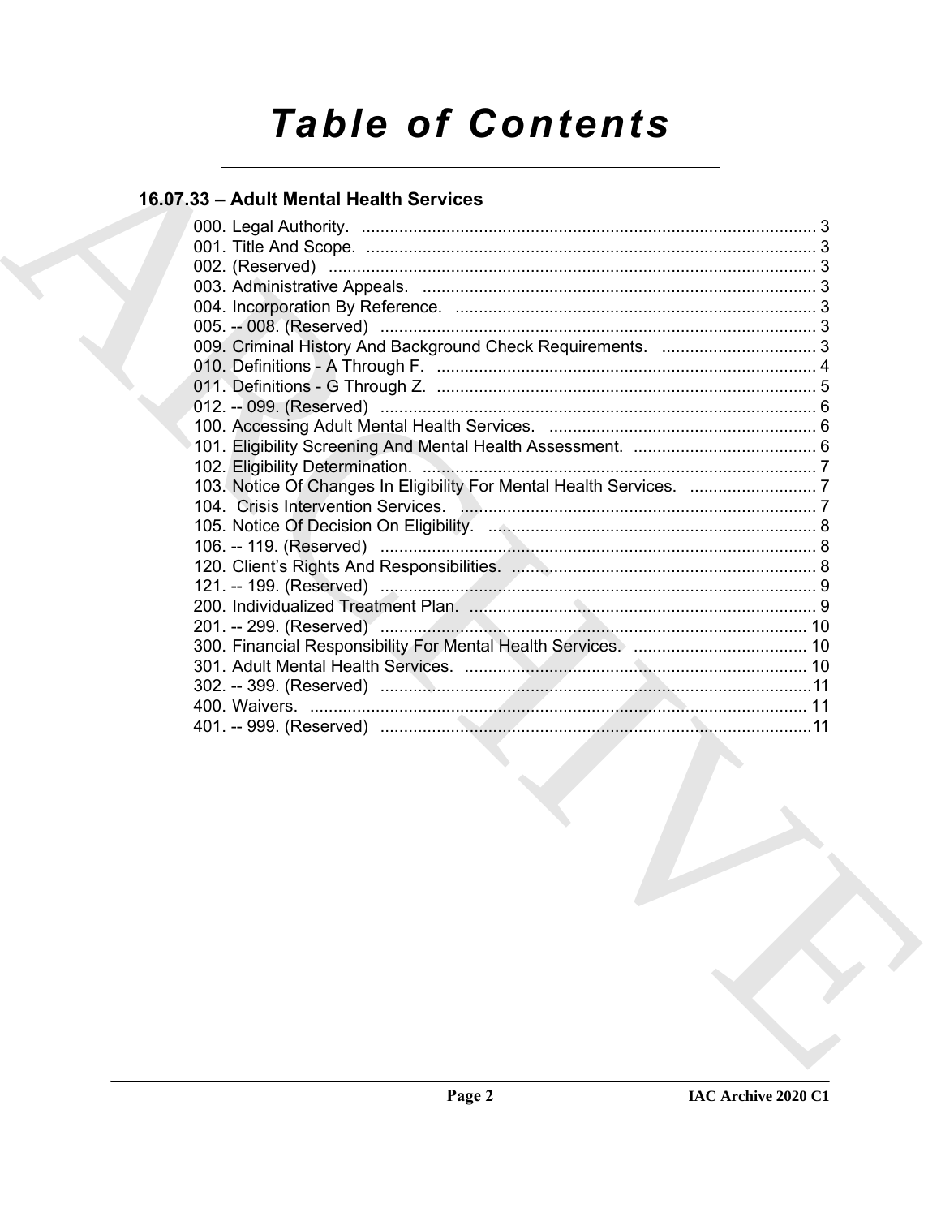# Table of Contents

## 16.07.33 – Adult Mental Health Services

000. Legal Authority. ........................................................................................ 3
001. Title And Scope. ........................................................................................ 3
002. (Reserved) ........................................................................................ 3
003. Administrative Appeals. ........................................................................................ 3
004. Incorporation By Reference. ........................................................................................ 3
005. -- 008. (Reserved) ........................................................................................ 3
009. Criminal History And Background Check Requirements. ........................................ 3
010. Definitions - A Through F. ........................................................................................ 4
011. Definitions - G Through Z. ........................................................................................ 5
012. -- 099. (Reserved) ........................................................................................ 6
100. Accessing Adult Mental Health Services. ........................................................ 6
101. Eligibility Screening And Mental Health Assessment. ........................................ 6
102. Eligibility Determination. ........................................................................................ 7
103. Notice Of Changes In Eligibility For Mental Health Services. ........................... 7
104. Crisis Intervention Services. ........................................................................................ 7
105. Notice Of Decision On Eligibility. ........................................................................ 8
106. -- 119. (Reserved) ........................................................................................ 8
120. Client's Rights And Responsibilities. ........................................................................ 8
121. -- 199. (Reserved) ........................................................................................ 9
200. Individualized Treatment Plan. ........................................................................ 9
201. -- 299. (Reserved) ........................................................................................ 10
300. Financial Responsibility For Mental Health Services. ..................................... 10
301. Adult Mental Health Services. ........................................................................ 10
302. -- 399. (Reserved) ........................................................................................ 11
400. Waivers. ........................................................................................ 11
401. -- 999. (Reserved) ........................................................................................ 11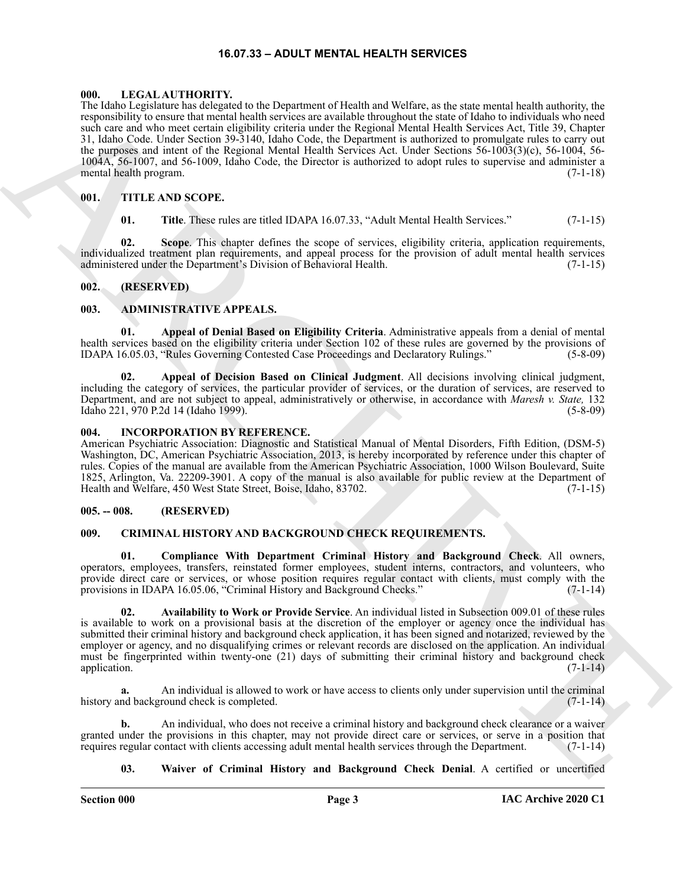# 16.07.33 – ADULT MENTAL HEALTH SERVICES

## 000. LEGAL AUTHORITY.

The Idaho Legislature has delegated to the Department of Health and Welfare, as the state mental health authority, the responsibility to ensure that mental health services are available throughout the state of Idaho to individuals who need such care and who meet certain eligibility criteria under the Regional Mental Health Services Act, Title 39, Chapter 31, Idaho Code. Under Section 39-3140, Idaho Code, the Department is authorized to promulgate rules to carry out the purposes and intent of the Regional Mental Health Services Act. Under Sections 56-1003(3)(c), 56-1004, 56-1004A, 56-1007, and 56-1009, Idaho Code, the Director is authorized to adopt rules to supervise and administer a mental health program. (7-1-18)

## 001. TITLE AND SCOPE.

**01. Title**. These rules are titled IDAPA 16.07.33, "Adult Mental Health Services." (7-1-15)

**02. Scope**. This chapter defines the scope of services, eligibility criteria, application requirements, individualized treatment plan requirements, and appeal process for the provision of adult mental health services administered under the Department's Division of Behavioral Health. (7-1-15)

## 002. (RESERVED)

## 003. ADMINISTRATIVE APPEALS.

**01. Appeal of Denial Based on Eligibility Criteria**. Administrative appeals from a denial of mental health services based on the eligibility criteria under Section 102 of these rules are governed by the provisions of IDAPA 16.05.03, "Rules Governing Contested Case Proceedings and Declaratory Rulings." (5-8-09)

**02. Appeal of Decision Based on Clinical Judgment**. All decisions involving clinical judgment, including the category of services, the particular provider of services, or the duration of services, are reserved to Department, and are not subject to appeal, administratively or otherwise, in accordance with *Maresh v. State,* 132 Idaho 221, 970 P.2d 14 (Idaho 1999). (5-8-09)

## 004. INCORPORATION BY REFERENCE.

American Psychiatric Association: Diagnostic and Statistical Manual of Mental Disorders, Fifth Edition, (DSM-5) Washington, DC, American Psychiatric Association, 2013, is hereby incorporated by reference under this chapter of rules. Copies of the manual are available from the American Psychiatric Association, 1000 Wilson Boulevard, Suite 1825, Arlington, Va. 22209-3901. A copy of the manual is also available for public review at the Department of Health and Welfare, 450 West State Street, Boise, Idaho, 83702. (7-1-15)

## 005. -- 008. (RESERVED)

## 009. CRIMINAL HISTORY AND BACKGROUND CHECK REQUIREMENTS.

**01. Compliance With Department Criminal History and Background Check**. All owners, operators, employees, transfers, reinstated former employees, student interns, contractors, and volunteers, who provide direct care or services, or whose position requires regular contact with clients, must comply with the provisions in IDAPA 16.05.06, "Criminal History and Background Checks." (7-1-14)

**02. Availability to Work or Provide Service**. An individual listed in Subsection 009.01 of these rules is available to work on a provisional basis at the discretion of the employer or agency once the individual has submitted their criminal history and background check application, it has been signed and notarized, reviewed by the employer or agency, and no disqualifying crimes or relevant records are disclosed on the application. An individual must be fingerprinted within twenty-one (21) days of submitting their criminal history and background check application. (7-1-14)

**a.** An individual is allowed to work or have access to clients only under supervision until the criminal history and background check is completed. (7-1-14)

**b.** An individual, who does not receive a criminal history and background check clearance or a waiver granted under the provisions in this chapter, may not provide direct care or services, or serve in a position that requires regular contact with clients accessing adult mental health services through the Department. (7-1-14)

**03. Waiver of Criminal History and Background Check Denial**. A certified or uncertified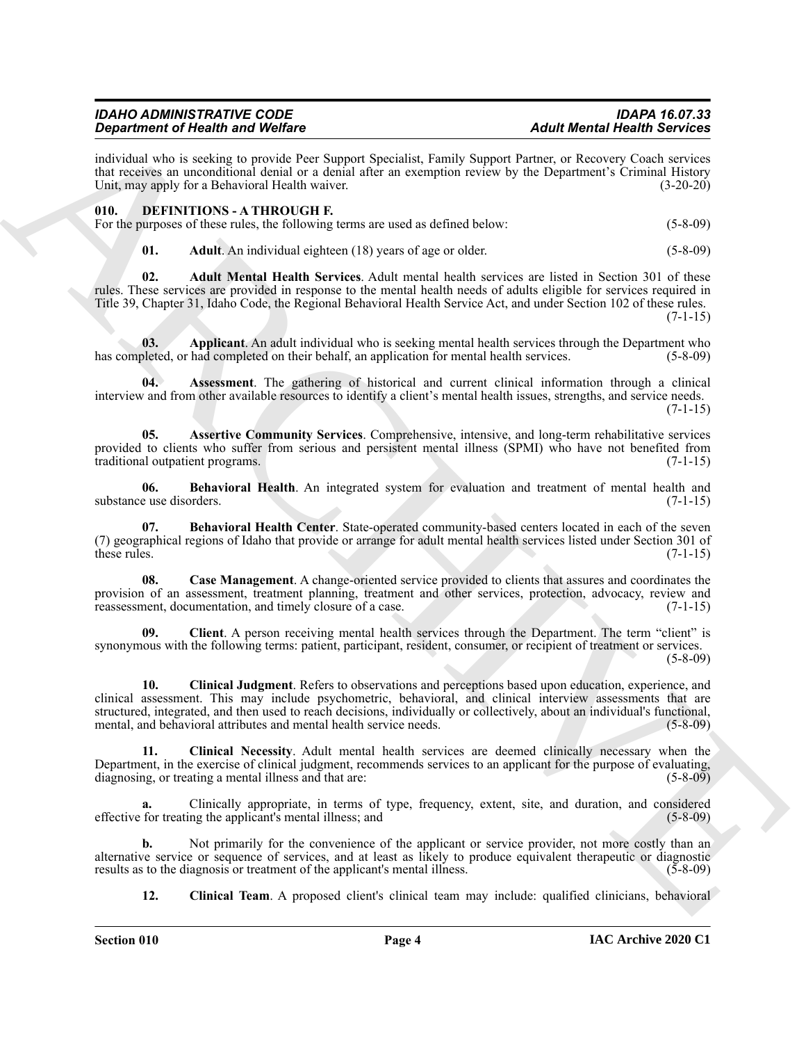individual who is seeking to provide Peer Support Specialist, Family Support Partner, or Recovery Coach services that receives an unconditional denial or a denial after an exemption review by the Department's Criminal History Unit, may apply for a Behavioral Health waiver. (3-20-20)

## 010. DEFINITIONS - A THROUGH F.

For the purposes of these rules, the following terms are used as defined below: (5-8-09)

**01. Adult**. An individual eighteen (18) years of age or older. (5-8-09)

**02. Adult Mental Health Services**. Adult mental health services are listed in Section 301 of these rules. These services are provided in response to the mental health needs of adults eligible for services required in Title 39, Chapter 31, Idaho Code, the Regional Behavioral Health Service Act, and under Section 102 of these rules. (7-1-15)

**03. Applicant**. An adult individual who is seeking mental health services through the Department who has completed, or had completed on their behalf, an application for mental health services. (5-8-09)

**04. Assessment**. The gathering of historical and current clinical information through a clinical interview and from other available resources to identify a client's mental health issues, strengths, and service needs. (7-1-15)

**05. Assertive Community Services**. Comprehensive, intensive, and long-term rehabilitative services provided to clients who suffer from serious and persistent mental illness (SPMI) who have not benefited from traditional outpatient programs. (7-1-15)

**06. Behavioral Health**. An integrated system for evaluation and treatment of mental health and substance use disorders. (7-1-15)

**07. Behavioral Health Center**. State-operated community-based centers located in each of the seven (7) geographical regions of Idaho that provide or arrange for adult mental health services listed under Section 301 of these rules. (7-1-15)

**08. Case Management**. A change-oriented service provided to clients that assures and coordinates the provision of an assessment, treatment planning, treatment and other services, protection, advocacy, review and reassessment, documentation, and timely closure of a case. (7-1-15)

**09. Client**. A person receiving mental health services through the Department. The term "client" is synonymous with the following terms: patient, participant, resident, consumer, or recipient of treatment or services. (5-8-09)

**10. Clinical Judgment**. Refers to observations and perceptions based upon education, experience, and clinical assessment. This may include psychometric, behavioral, and clinical interview assessments that are structured, integrated, and then used to reach decisions, individually or collectively, about an individual's functional, mental, and behavioral attributes and mental health service needs. (5-8-09)

**11. Clinical Necessity**. Adult mental health services are deemed clinically necessary when the Department, in the exercise of clinical judgment, recommends services to an applicant for the purpose of evaluating, diagnosing, or treating a mental illness and that are: (5-8-09)

**a.** Clinically appropriate, in terms of type, frequency, extent, site, and duration, and considered effective for treating the applicant's mental illness; and (5-8-09)

**b.** Not primarily for the convenience of the applicant or service provider, not more costly than an alternative service or sequence of services, and at least as likely to produce equivalent therapeutic or diagnostic results as to the diagnosis or treatment of the applicant's mental illness. (5-8-09)

**12. Clinical Team**. A proposed client's clinical team may include: qualified clinicians, behavioral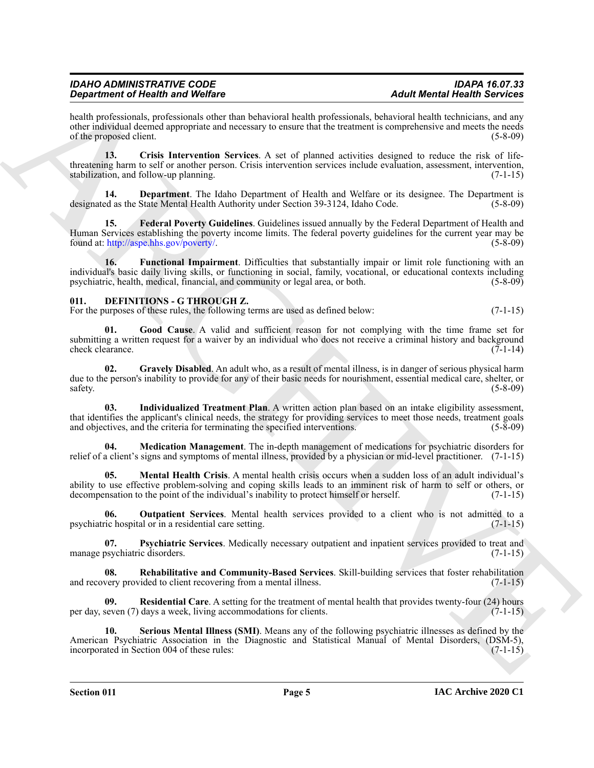health professionals, professionals other than behavioral health professionals, behavioral health technicians, and any other individual deemed appropriate and necessary to ensure that the treatment is comprehensive and meets the needs of the proposed client. (5-8-09)

**13. Crisis Intervention Services**. A set of planned activities designed to reduce the risk of life-threatening harm to self or another person. Crisis intervention services include evaluation, assessment, intervention, stabilization, and follow-up planning. (7-1-15)

**14. Department**. The Idaho Department of Health and Welfare or its designee. The Department is designated as the State Mental Health Authority under Section 39-3124, Idaho Code. (5-8-09)

**15. Federal Poverty Guidelines**. Guidelines issued annually by the Federal Department of Health and Human Services establishing the poverty income limits. The federal poverty guidelines for the current year may be found at: http://aspe.hhs.gov/poverty/. (5-8-09)

**16. Functional Impairment**. Difficulties that substantially impair or limit role functioning with an individual's basic daily living skills, or functioning in social, family, vocational, or educational contexts including psychiatric, health, medical, financial, and community or legal area, or both. (5-8-09)

## 011. DEFINITIONS - G THROUGH Z.

For the purposes of these rules, the following terms are used as defined below: (7-1-15)

**01. Good Cause**. A valid and sufficient reason for not complying with the time frame set for submitting a written request for a waiver by an individual who does not receive a criminal history and background check clearance. (7-1-14)

**02. Gravely Disabled**. An adult who, as a result of mental illness, is in danger of serious physical harm due to the person's inability to provide for any of their basic needs for nourishment, essential medical care, shelter, or safety. (5-8-09)

**03. Individualized Treatment Plan**. A written action plan based on an intake eligibility assessment, that identifies the applicant's clinical needs, the strategy for providing services to meet those needs, treatment goals and objectives, and the criteria for terminating the specified interventions. (5-8-09)

**04. Medication Management**. The in-depth management of medications for psychiatric disorders for relief of a client's signs and symptoms of mental illness, provided by a physician or mid-level practitioner. (7-1-15)

**05. Mental Health Crisis**. A mental health crisis occurs when a sudden loss of an adult individual's ability to use effective problem-solving and coping skills leads to an imminent risk of harm to self or others, or decompensation to the point of the individual's inability to protect himself or herself. (7-1-15)

**06. Outpatient Services**. Mental health services provided to a client who is not admitted to a psychiatric hospital or in a residential care setting. (7-1-15)

**07. Psychiatric Services**. Medically necessary outpatient and inpatient services provided to treat and manage psychiatric disorders. (7-1-15)

**08. Rehabilitative and Community-Based Services**. Skill-building services that foster rehabilitation and recovery provided to client recovering from a mental illness. (7-1-15)

**09. Residential Care**. A setting for the treatment of mental health that provides twenty-four (24) hours per day, seven (7) days a week, living accommodations for clients. (7-1-15)

**10. Serious Mental Illness (SMI)**. Means any of the following psychiatric illnesses as defined by the American Psychiatric Association in the Diagnostic and Statistical Manual of Mental Disorders, (DSM-5), incorporated in Section 004 of these rules: (7-1-15)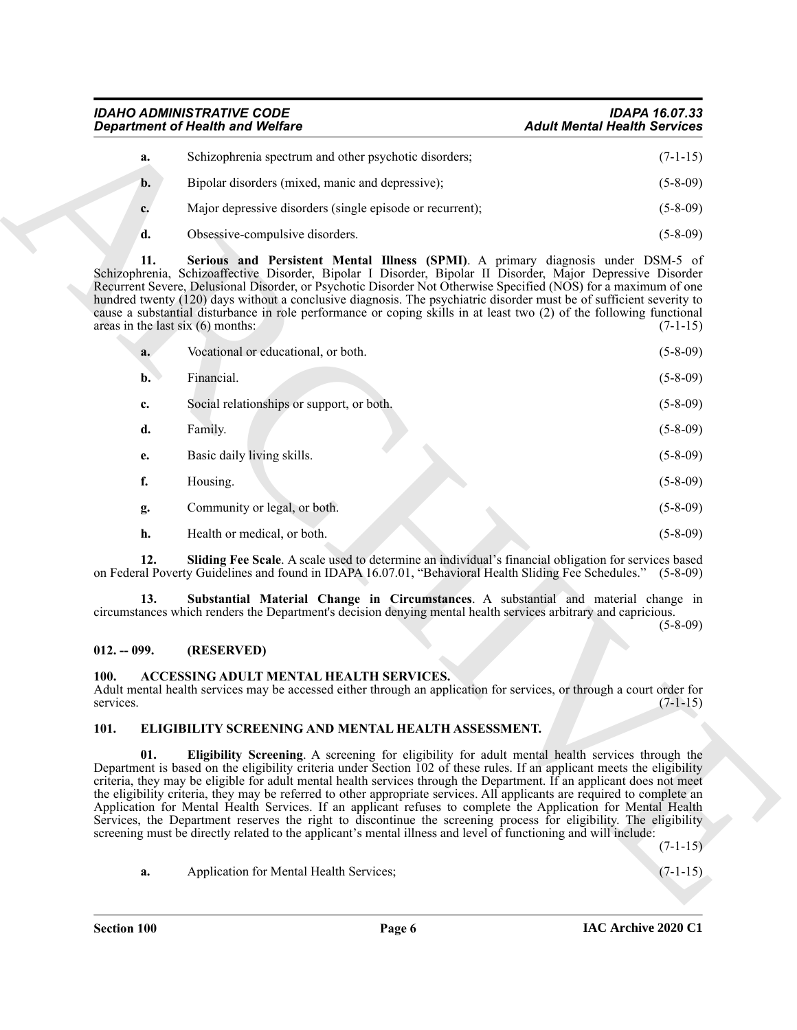**a.** Schizophrenia spectrum and other psychotic disorders; (7-1-15)

**b.** Bipolar disorders (mixed, manic and depressive); (5-8-09)

**c.** Major depressive disorders (single episode or recurrent); (5-8-09)

**d.** Obsessive-compulsive disorders. (5-8-09)

**11. Serious and Persistent Mental Illness (SPMI)**. A primary diagnosis under DSM-5 of Schizophrenia, Schizoaffective Disorder, Bipolar I Disorder, Bipolar II Disorder, Major Depressive Disorder Recurrent Severe, Delusional Disorder, or Psychotic Disorder Not Otherwise Specified (NOS) for a maximum of one hundred twenty (120) days without a conclusive diagnosis. The psychiatric disorder must be of sufficient severity to cause a substantial disturbance in role performance or coping skills in at least two (2) of the following functional areas in the last six (6) months: (7-1-15)

**a.** Vocational or educational, or both. (5-8-09)

**b.** Financial. (5-8-09)

**c.** Social relationships or support, or both. (5-8-09)

**d.** Family. (5-8-09)

**e.** Basic daily living skills. (5-8-09)

**f.** Housing. (5-8-09)

**g.** Community or legal, or both. (5-8-09)

**h.** Health or medical, or both. (5-8-09)

**12. Sliding Fee Scale**. A scale used to determine an individual's financial obligation for services based on Federal Poverty Guidelines and found in IDAPA 16.07.01, "Behavioral Health Sliding Fee Schedules." (5-8-09)

**13. Substantial Material Change in Circumstances**. A substantial and material change in circumstances which renders the Department's decision denying mental health services arbitrary and capricious. (5-8-09)

## 012. -- 099. (RESERVED)

## 100. ACCESSING ADULT MENTAL HEALTH SERVICES.

Adult mental health services may be accessed either through an application for services, or through a court order for services. (7-1-15)

## 101. ELIGIBILITY SCREENING AND MENTAL HEALTH ASSESSMENT.

**01. Eligibility Screening**. A screening for eligibility for adult mental health services through the Department is based on the eligibility criteria under Section 102 of these rules. If an applicant meets the eligibility criteria, they may be eligible for adult mental health services through the Department. If an applicant does not meet the eligibility criteria, they may be referred to other appropriate services. All applicants are required to complete an Application for Mental Health Services. If an applicant refuses to complete the Application for Mental Health Services, the Department reserves the right to discontinue the screening process for eligibility. The eligibility screening must be directly related to the applicant's mental illness and level of functioning and will include: (7-1-15)

**a.** Application for Mental Health Services; (7-1-15)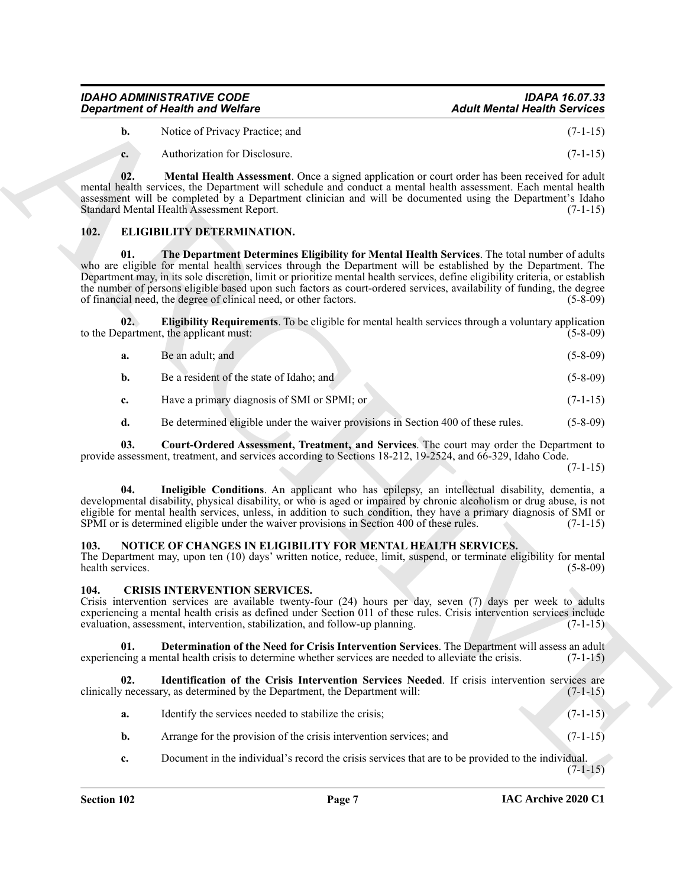**b.** Notice of Privacy Practice; and (7-1-15)

**c.** Authorization for Disclosure. (7-1-15)

**02. Mental Health Assessment**. Once a signed application or court order has been received for adult mental health services, the Department will schedule and conduct a mental health assessment. Each mental health assessment will be completed by a Department clinician and will be documented using the Department's Idaho Standard Mental Health Assessment Report. (7-1-15)

## 102. ELIGIBILITY DETERMINATION.

**01. The Department Determines Eligibility for Mental Health Services**. The total number of adults who are eligible for mental health services through the Department will be established by the Department. The Department may, in its sole discretion, limit or prioritize mental health services, define eligibility criteria, or establish the number of persons eligible based upon such factors as court-ordered services, availability of funding, the degree of financial need, the degree of clinical need, or other factors. (5-8-09)

**02. Eligibility Requirements**. To be eligible for mental health services through a voluntary application to the Department, the applicant must: (5-8-09)

**a.** Be an adult; and (5-8-09)

**b.** Be a resident of the state of Idaho; and (5-8-09)

**c.** Have a primary diagnosis of SMI or SPMI; or (7-1-15)

**d.** Be determined eligible under the waiver provisions in Section 400 of these rules. (5-8-09)

**03. Court-Ordered Assessment, Treatment, and Services**. The court may order the Department to provide assessment, treatment, and services according to Sections 18-212, 19-2524, and 66-329, Idaho Code. (7-1-15)

**04. Ineligible Conditions**. An applicant who has epilepsy, an intellectual disability, dementia, a developmental disability, physical disability, or who is aged or impaired by chronic alcoholism or drug abuse, is not eligible for mental health services, unless, in addition to such condition, they have a primary diagnosis of SMI or SPMI or is determined eligible under the waiver provisions in Section 400 of these rules. (7-1-15)

## 103. NOTICE OF CHANGES IN ELIGIBILITY FOR MENTAL HEALTH SERVICES.

The Department may, upon ten (10) days' written notice, reduce, limit, suspend, or terminate eligibility for mental health services. (5-8-09)

## 104. CRISIS INTERVENTION SERVICES.

Crisis intervention services are available twenty-four (24) hours per day, seven (7) days per week to adults experiencing a mental health crisis as defined under Section 011 of these rules. Crisis intervention services include evaluation, assessment, intervention, stabilization, and follow-up planning. (7-1-15)

**01. Determination of the Need for Crisis Intervention Services**. The Department will assess an adult experiencing a mental health crisis to determine whether services are needed to alleviate the crisis. (7-1-15)

**02. Identification of the Crisis Intervention Services Needed**. If crisis intervention services are clinically necessary, as determined by the Department, the Department will: (7-1-15)

**a.** Identify the services needed to stabilize the crisis; (7-1-15)

**b.** Arrange for the provision of the crisis intervention services; and (7-1-15)

**c.** Document in the individual's record the crisis services that are to be provided to the individual. (7-1-15)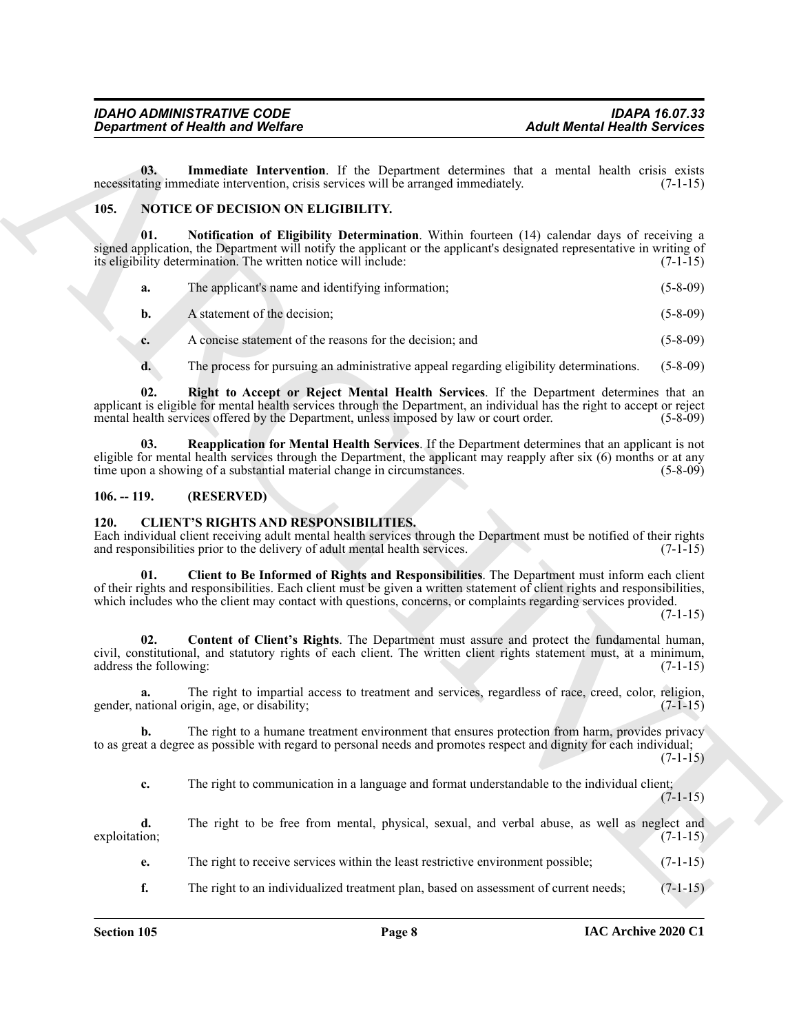**03. Immediate Intervention**. If the Department determines that a mental health crisis exists necessitating immediate intervention, crisis services will be arranged immediately. (7-1-15)

## 105. NOTICE OF DECISION ON ELIGIBILITY.

**01. Notification of Eligibility Determination**. Within fourteen (14) calendar days of receiving a signed application, the Department will notify the applicant or the applicant's designated representative in writing of its eligibility determination. The written notice will include: (7-1-15)

**a.** The applicant's name and identifying information; (5-8-09)

**b.** A statement of the decision; (5-8-09)

**c.** A concise statement of the reasons for the decision; and (5-8-09)

**d.** The process for pursuing an administrative appeal regarding eligibility determinations. (5-8-09)

**02. Right to Accept or Reject Mental Health Services**. If the Department determines that an applicant is eligible for mental health services through the Department, an individual has the right to accept or reject mental health services offered by the Department, unless imposed by law or court order. (5-8-09)

**03. Reapplication for Mental Health Services**. If the Department determines that an applicant is not eligible for mental health services through the Department, the applicant may reapply after six (6) months or at any time upon a showing of a substantial material change in circumstances. (5-8-09)

## 106. -- 119. (RESERVED)

## 120. CLIENT'S RIGHTS AND RESPONSIBILITIES.

Each individual client receiving adult mental health services through the Department must be notified of their rights and responsibilities prior to the delivery of adult mental health services. (7-1-15)

**01. Client to Be Informed of Rights and Responsibilities**. The Department must inform each client of their rights and responsibilities. Each client must be given a written statement of client rights and responsibilities, which includes who the client may contact with questions, concerns, or complaints regarding services provided. (7-1-15)

**02. Content of Client's Rights**. The Department must assure and protect the fundamental human, civil, constitutional, and statutory rights of each client. The written client rights statement must, at a minimum, address the following: (7-1-15)

**a.** The right to impartial access to treatment and services, regardless of race, creed, color, religion, gender, national origin, age, or disability; (7-1-15)

**b.** The right to a humane treatment environment that ensures protection from harm, provides privacy to as great a degree as possible with regard to personal needs and promotes respect and dignity for each individual; (7-1-15)

**c.** The right to communication in a language and format understandable to the individual client; (7-1-15)

**d.** The right to be free from mental, physical, sexual, and verbal abuse, as well as neglect and exploitation; (7-1-15)

**e.** The right to receive services within the least restrictive environment possible; (7-1-15)

**f.** The right to an individualized treatment plan, based on assessment of current needs; (7-1-15)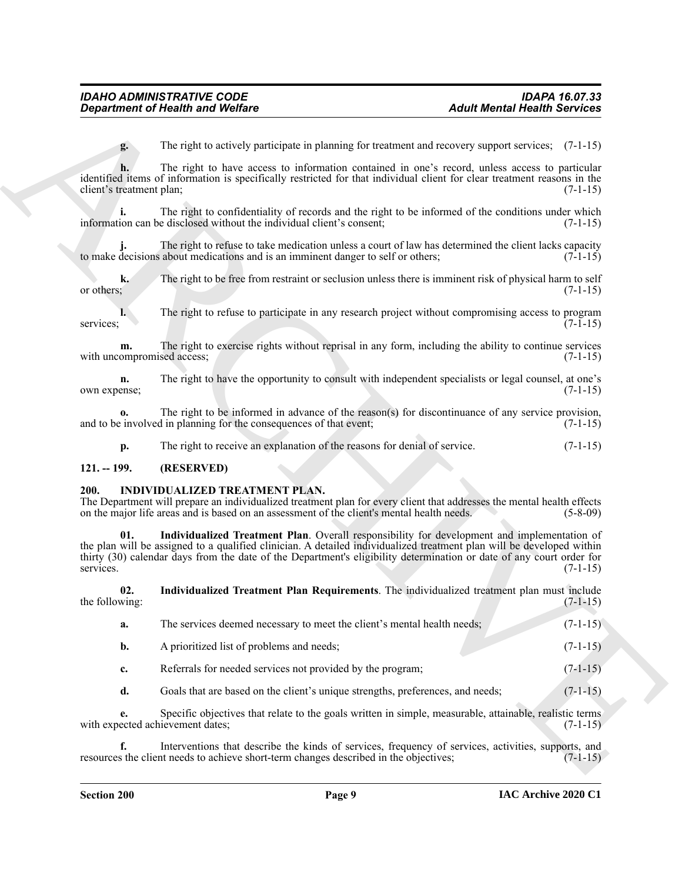**g.** The right to actively participate in planning for treatment and recovery support services; (7-1-15)

**h.** The right to have access to information contained in one's record, unless access to particular identified items of information is specifically restricted for that individual client for clear treatment reasons in the client's treatment plan; (7-1-15)

**i.** The right to confidentiality of records and the right to be informed of the conditions under which information can be disclosed without the individual client's consent; (7-1-15)

**j.** The right to refuse to take medication unless a court of law has determined the client lacks capacity to make decisions about medications and is an imminent danger to self or others; (7-1-15)

**k.** The right to be free from restraint or seclusion unless there is imminent risk of physical harm to self or others; (7-1-15)

**l.** The right to refuse to participate in any research project without compromising access to program services; (7-1-15)

**m.** The right to exercise rights without reprisal in any form, including the ability to continue services with uncompromised access; (7-1-15)

**n.** The right to have the opportunity to consult with independent specialists or legal counsel, at one's own expense; (7-1-15)

**o.** The right to be informed in advance of the reason(s) for discontinuance of any service provision, and to be involved in planning for the consequences of that event; (7-1-15)

**p.** The right to receive an explanation of the reasons for denial of service. (7-1-15)

## 121. -- 199. (RESERVED)

## 200. INDIVIDUALIZED TREATMENT PLAN.

The Department will prepare an individualized treatment plan for every client that addresses the mental health effects on the major life areas and is based on an assessment of the client's mental health needs. (5-8-09)

**01. Individualized Treatment Plan**. Overall responsibility for development and implementation of the plan will be assigned to a qualified clinician. A detailed individualized treatment plan will be developed within thirty (30) calendar days from the date of the Department's eligibility determination or date of any court order for services. (7-1-15)

**02. Individualized Treatment Plan Requirements**. The individualized treatment plan must include the following: (7-1-15)

**a.** The services deemed necessary to meet the client's mental health needs; (7-1-15)

**b.** A prioritized list of problems and needs; (7-1-15)

**c.** Referrals for needed services not provided by the program; (7-1-15)

**d.** Goals that are based on the client's unique strengths, preferences, and needs; (7-1-15)

**e.** Specific objectives that relate to the goals written in simple, measurable, attainable, realistic terms with expected achievement dates; (7-1-15)

**f.** Interventions that describe the kinds of services, frequency of services, activities, supports, and resources the client needs to achieve short-term changes described in the objectives; (7-1-15)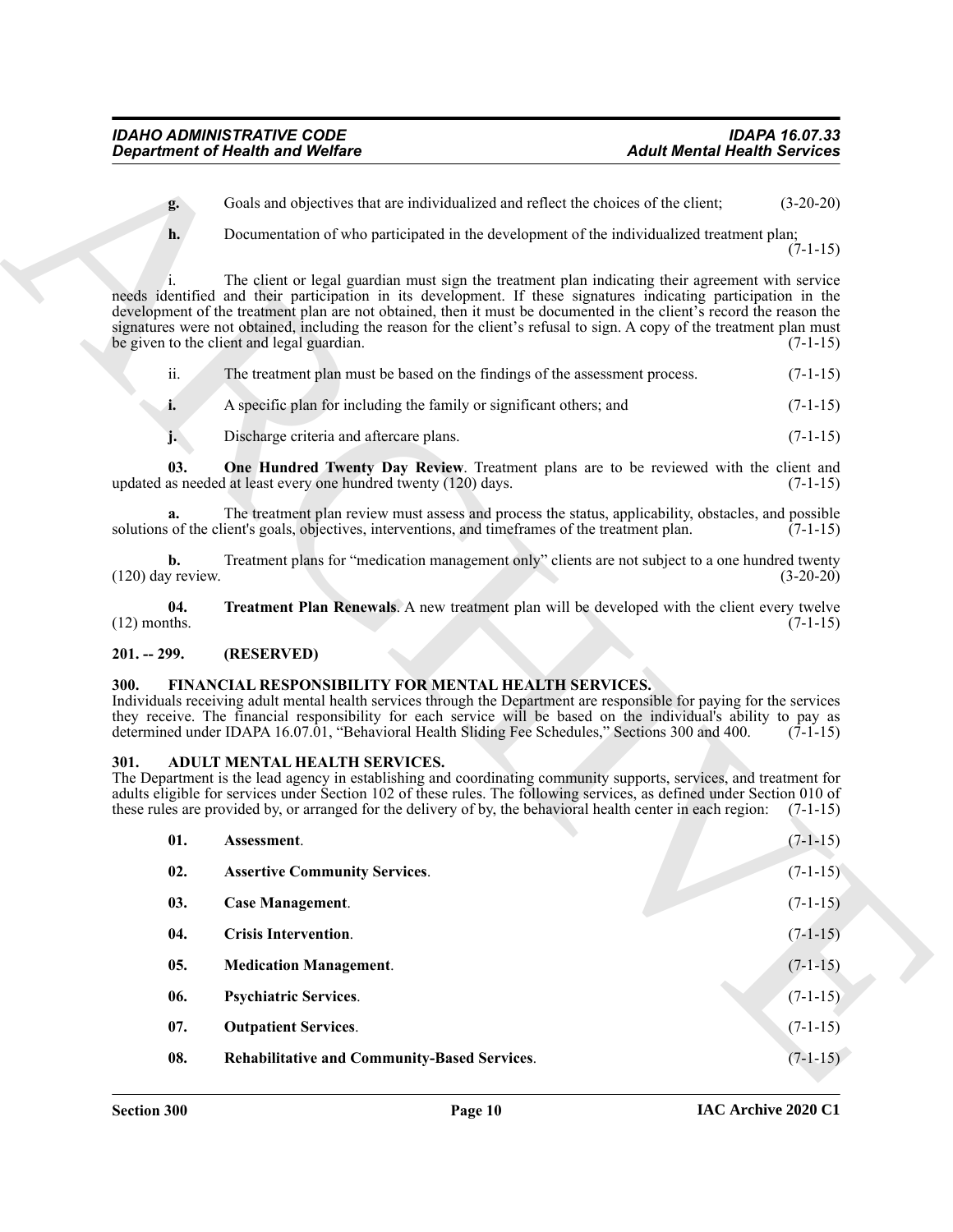**g.** Goals and objectives that are individualized and reflect the choices of the client; (3-20-20)

**h.** Documentation of who participated in the development of the individualized treatment plan; (7-1-15)

i. The client or legal guardian must sign the treatment plan indicating their agreement with service needs identified and their participation in its development. If these signatures indicating participation in the development of the treatment plan are not obtained, then it must be documented in the client's record the reason the signatures were not obtained, including the reason for the client's refusal to sign. A copy of the treatment plan must be given to the client and legal guardian. (7-1-15)

ii. The treatment plan must be based on the findings of the assessment process. (7-1-15)

**i.** A specific plan for including the family or significant others; and (7-1-15)

**j.** Discharge criteria and aftercare plans. (7-1-15)

**03. One Hundred Twenty Day Review**. Treatment plans are to be reviewed with the client and updated as needed at least every one hundred twenty (120) days. (7-1-15)

**a.** The treatment plan review must assess and process the status, applicability, obstacles, and possible solutions of the client's goals, objectives, interventions, and timeframes of the treatment plan. (7-1-15)

**b.** Treatment plans for "medication management only" clients are not subject to a one hundred twenty (120) day review. (3-20-20)

**04. Treatment Plan Renewals**. A new treatment plan will be developed with the client every twelve (12) months. (7-1-15)

## 201. -- 299. (RESERVED)

## 300. FINANCIAL RESPONSIBILITY FOR MENTAL HEALTH SERVICES.

Individuals receiving adult mental health services through the Department are responsible for paying for the services they receive. The financial responsibility for each service will be based on the individual's ability to pay as determined under IDAPA 16.07.01, "Behavioral Health Sliding Fee Schedules," Sections 300 and 400. (7-1-15)

## 301. ADULT MENTAL HEALTH SERVICES.

The Department is the lead agency in establishing and coordinating community supports, services, and treatment for adults eligible for services under Section 102 of these rules. The following services, as defined under Section 010 of these rules are provided by, or arranged for the delivery of by, the behavioral health center in each region: (7-1-15)

**01. Assessment**. (7-1-15)

**02. Assertive Community Services**. (7-1-15)

**03. Case Management**. (7-1-15)

**04. Crisis Intervention**. (7-1-15)

**05. Medication Management**. (7-1-15)

**06. Psychiatric Services**. (7-1-15)

**07. Outpatient Services**. (7-1-15)

**08. Rehabilitative and Community-Based Services**. (7-1-15)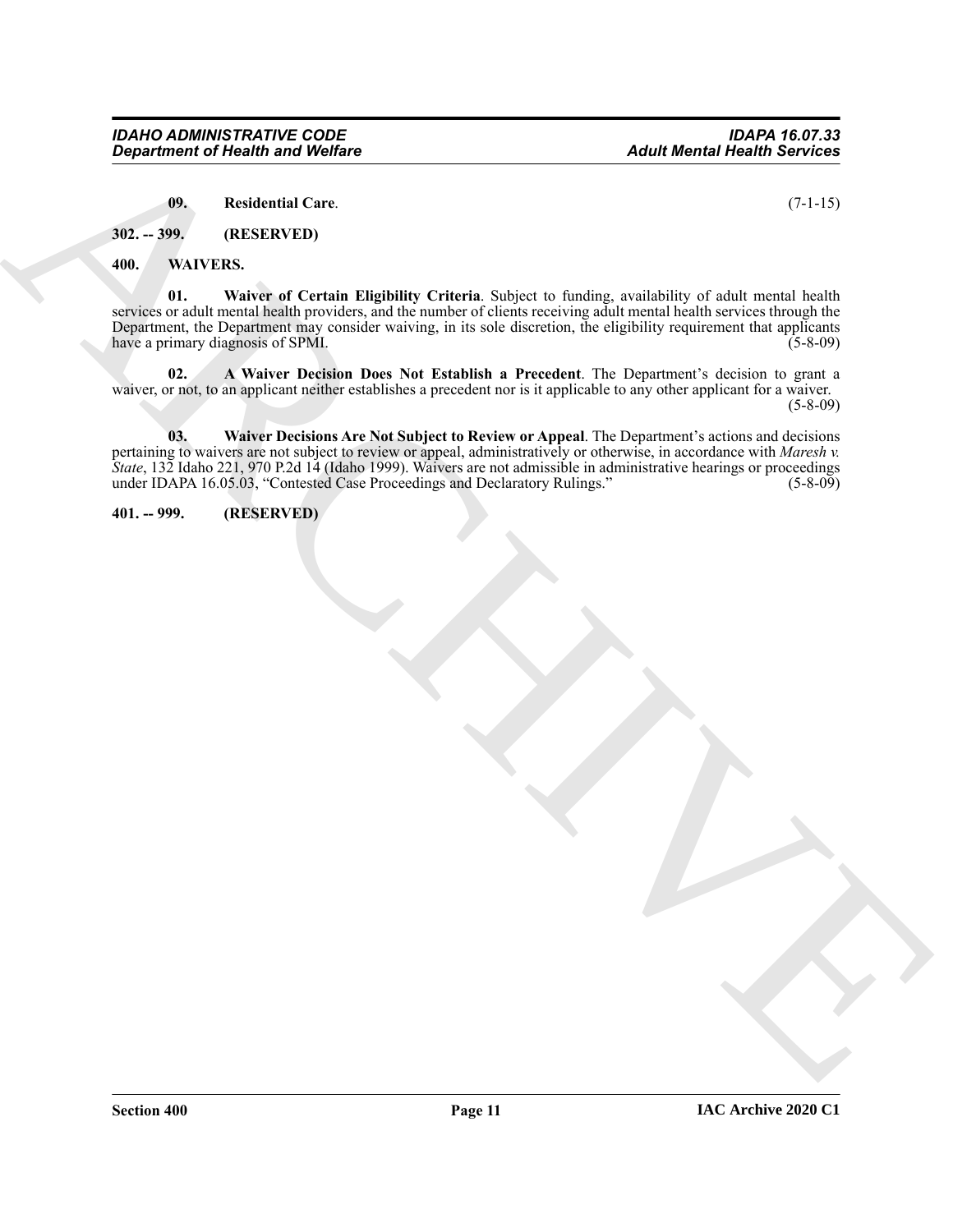**09. Residential Care**. (7-1-15)

**302. -- 399. (RESERVED)**

## 400. WAIVERS.

**01. Waiver of Certain Eligibility Criteria**. Subject to funding, availability of adult mental health services or adult mental health providers, and the number of clients receiving adult mental health services through the Department, the Department may consider waiving, in its sole discretion, the eligibility requirement that applicants have a primary diagnosis of SPMI. (5-8-09)

**02. A Waiver Decision Does Not Establish a Precedent**. The Department's decision to grant a waiver, or not, to an applicant neither establishes a precedent nor is it applicable to any other applicant for a waiver. (5-8-09)

**03. Waiver Decisions Are Not Subject to Review or Appeal**. The Department's actions and decisions pertaining to waivers are not subject to review or appeal, administratively or otherwise, in accordance with *Maresh v. State*, 132 Idaho 221, 970 P.2d 14 (Idaho 1999). Waivers are not admissible in administrative hearings or proceedings under IDAPA 16.05.03, "Contested Case Proceedings and Declaratory Rulings." (5-8-09)

**401. -- 999. (RESERVED)**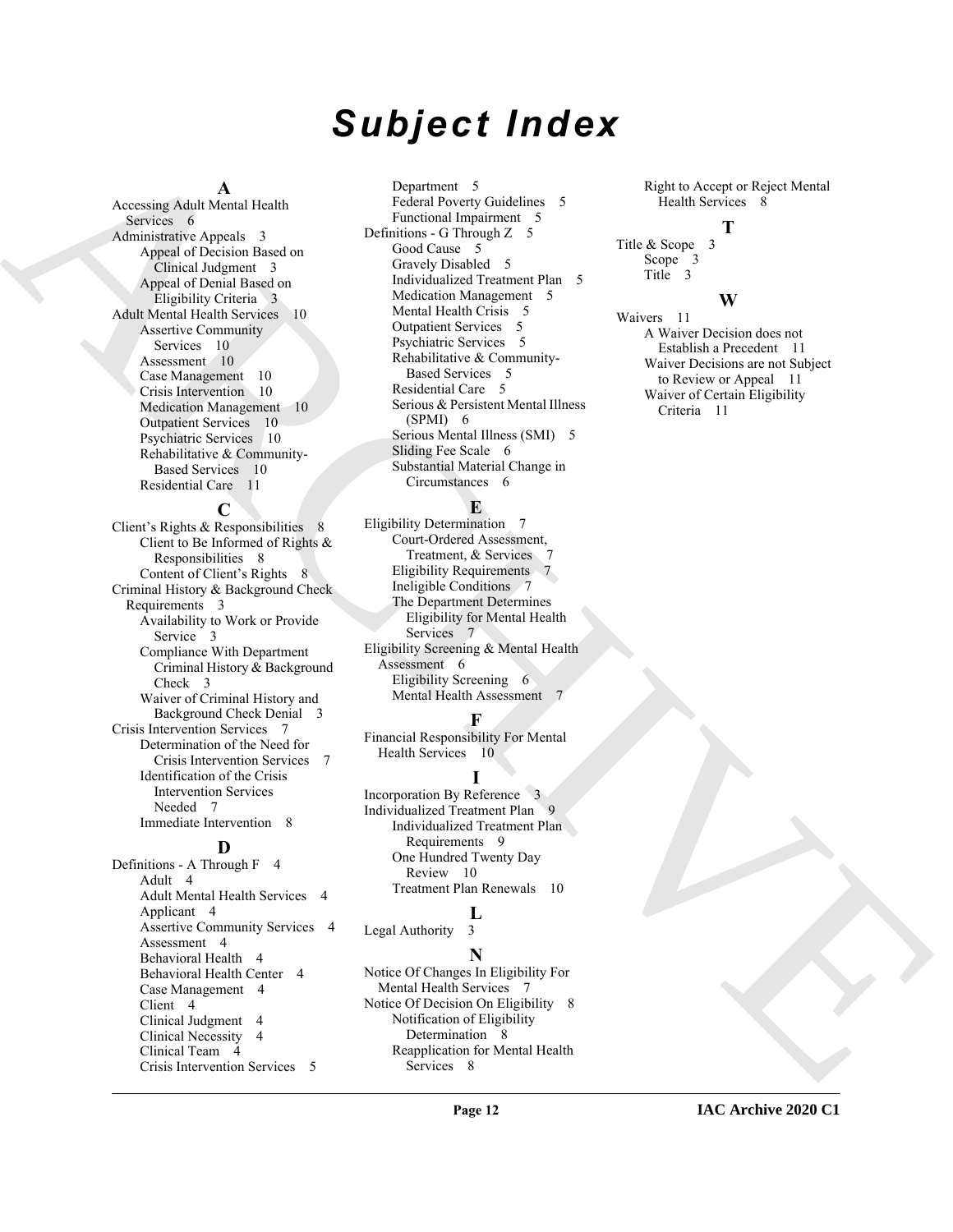# *Subject Index*

**A**

Accessing Adult Mental Health Services 6
Administrative Appeals 3
- Appeal of Decision Based on Clinical Judgment 3
- Appeal of Denial Based on Eligibility Criteria 3

Adult Mental Health Services 10
- Assertive Community Services 10
- Assessment 10
- Case Management 10
- Crisis Intervention 10
- Medication Management 10
- Outpatient Services 10
- Psychiatric Services 10
- Rehabilitative & Community-Based Services 10
- Residential Care 11

**C**

Client's Rights & Responsibilities 8
- Client to Be Informed of Rights & Responsibilities 8
- Content of Client's Rights 8

Criminal History & Background Check Requirements 3
- Availability to Work or Provide Service 3
- Compliance With Department Criminal History & Background Check 3
- Waiver of Criminal History and Background Check Denial 3

Crisis Intervention Services 7
- Determination of the Need for Crisis Intervention Services 7
- Identification of the Crisis Intervention Services Needed 7
- Immediate Intervention 8

**D**

Definitions - A Through F 4
- Adult 4
- Adult Mental Health Services 4
- Applicant 4
- Assertive Community Services 4
- Assessment 4
- Behavioral Health 4
- Behavioral Health Center 4
- Case Management 4
- Client 4
- Clinical Judgment 4
- Clinical Necessity 4
- Clinical Team 4
- Crisis Intervention Services 5
- Department 5
- Federal Poverty Guidelines 5
- Functional Impairment 5

Definitions - G Through Z 5
- Good Cause 5
- Gravely Disabled 5
- Individualized Treatment Plan 5
- Medication Management 5
- Mental Health Crisis 5
- Outpatient Services 5
- Psychiatric Services 5
- Rehabilitative & Community-Based Services 5
- Residential Care 5
- Serious & Persistent Mental Illness (SPMI) 6
- Serious Mental Illness (SMI) 5
- Sliding Fee Scale 6
- Substantial Material Change in Circumstances 6

**E**

Eligibility Determination 7
- Court-Ordered Assessment, Treatment, & Services 7
- Eligibility Requirements 7
- Ineligible Conditions 7
- The Department Determines Eligibility for Mental Health Services 7

Eligibility Screening & Mental Health Assessment 6
- Eligibility Screening 6
- Mental Health Assessment 7

**F**

Financial Responsibility For Mental Health Services 10

**I**

Incorporation By Reference 3
Individualized Treatment Plan 9
- Individualized Treatment Plan Requirements 9
- One Hundred Twenty Day Review 10
- Treatment Plan Renewals 10

**L**

Legal Authority 3

**N**

Notice Of Changes In Eligibility For Mental Health Services 7
Notice Of Decision On Eligibility 8
- Notification of Eligibility Determination 8
- Reapplication for Mental Health Services 8

**R**

Right to Accept or Reject Mental Health Services 8

**T**

Title & Scope 3
- Scope 3
- Title 3

**W**

Waivers 11
- A Waiver Decision does not Establish a Precedent 11
- Waiver Decisions are not Subject to Review or Appeal 11
- Waiver of Certain Eligibility Criteria 11